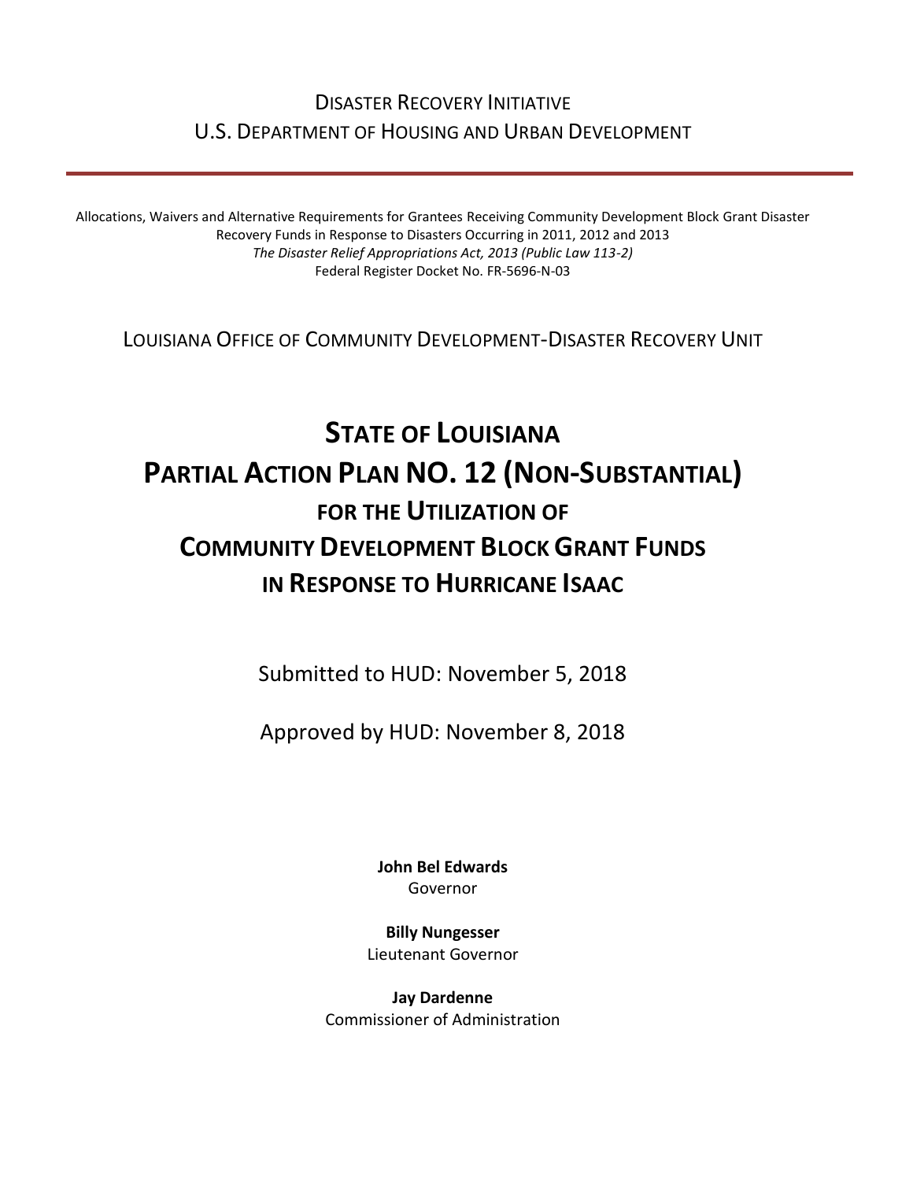Disaster Recovery Initiative
U.S. Department of Housing and Urban Development

---

Allocations, Waivers and Alternative Requirements for Grantees Receiving Community Development Block Grant Disaster Recovery Funds in Response to Disasters Occurring in 2011, 2012 and 2013
*The Disaster Relief Appropriations Act, 2013 (Public Law 113-2)*
Federal Register Docket No. FR-5696-N-03

Louisiana Office of Community Development-Disaster Recovery Unit

# State of Louisiana
# Partial Action Plan NO. 12 (Non-Substantial)
## for the Utilization of
# Community Development Block Grant Funds
## in Response to Hurricane Isaac

Submitted to HUD: November 5, 2018

Approved by HUD: November 8, 2018

**John Bel Edwards**
Governor

**Billy Nungesser**
Lieutenant Governor

**Jay Dardenne**
Commissioner of Administration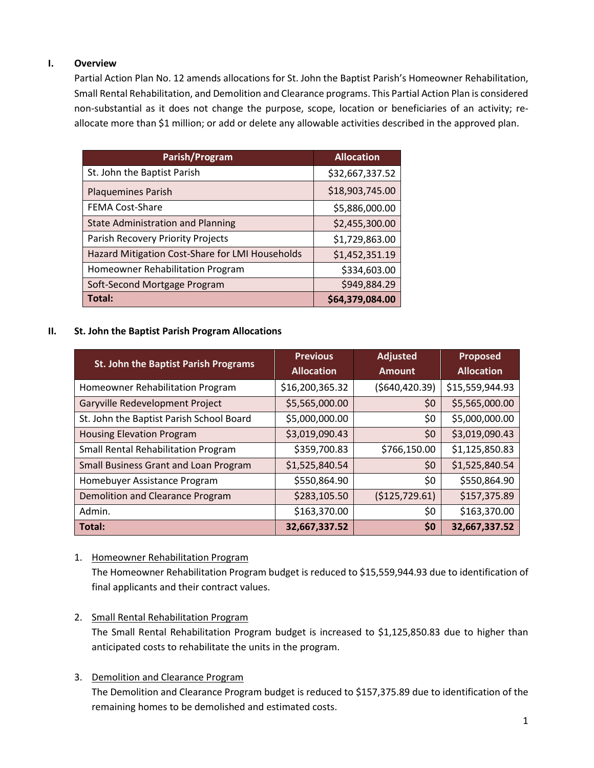## I. Overview

Partial Action Plan No. 12 amends allocations for St. John the Baptist Parish's Homeowner Rehabilitation, Small Rental Rehabilitation, and Demolition and Clearance programs. This Partial Action Plan is considered non-substantial as it does not change the purpose, scope, location or beneficiaries of an activity; re-allocate more than $1 million; or add or delete any allowable activities described in the approved plan.

| Parish/Program | Allocation |
|---|---|
| St. John the Baptist Parish | $32,667,337.52 |
| Plaquemines Parish | $18,903,745.00 |
| FEMA Cost-Share | $5,886,000.00 |
| State Administration and Planning | $2,455,300.00 |
| Parish Recovery Priority Projects | $1,729,863.00 |
| Hazard Mitigation Cost-Share for LMI Households | $1,452,351.19 |
| Homeowner Rehabilitation Program | $334,603.00 |
| Soft-Second Mortgage Program | $949,884.29 |
| **Total:** | **$64,379,084.00** |

## II. St. John the Baptist Parish Program Allocations

| St. John the Baptist Parish Programs | Previous Allocation | Adjusted Amount | Proposed Allocation |
|---|---|---|---|
| Homeowner Rehabilitation Program | $16,200,365.32 | ($640,420.39) | $15,559,944.93 |
| Garyville Redevelopment Project | $5,565,000.00 | $0 | $5,565,000.00 |
| St. John the Baptist Parish School Board | $5,000,000.00 | $0 | $5,000,000.00 |
| Housing Elevation Program | $3,019,090.43 | $0 | $3,019,090.43 |
| Small Rental Rehabilitation Program | $359,700.83 | $766,150.00 | $1,125,850.83 |
| Small Business Grant and Loan Program | $1,525,840.54 | $0 | $1,525,840.54 |
| Homebuyer Assistance Program | $550,864.90 | $0 | $550,864.90 |
| Demolition and Clearance Program | $283,105.50 | ($125,729.61) | $157,375.89 |
| Admin. | $163,370.00 | $0 | $163,370.00 |
| **Total:** | **32,667,337.52** | **$0** | **32,667,337.52** |

1. Homeowner Rehabilitation Program
   The Homeowner Rehabilitation Program budget is reduced to $15,559,944.93 due to identification of final applicants and their contract values.

2. Small Rental Rehabilitation Program
   The Small Rental Rehabilitation Program budget is increased to $1,125,850.83 due to higher than anticipated costs to rehabilitate the units in the program.

3. Demolition and Clearance Program
   The Demolition and Clearance Program budget is reduced to $157,375.89 due to identification of the remaining homes to be demolished and estimated costs.